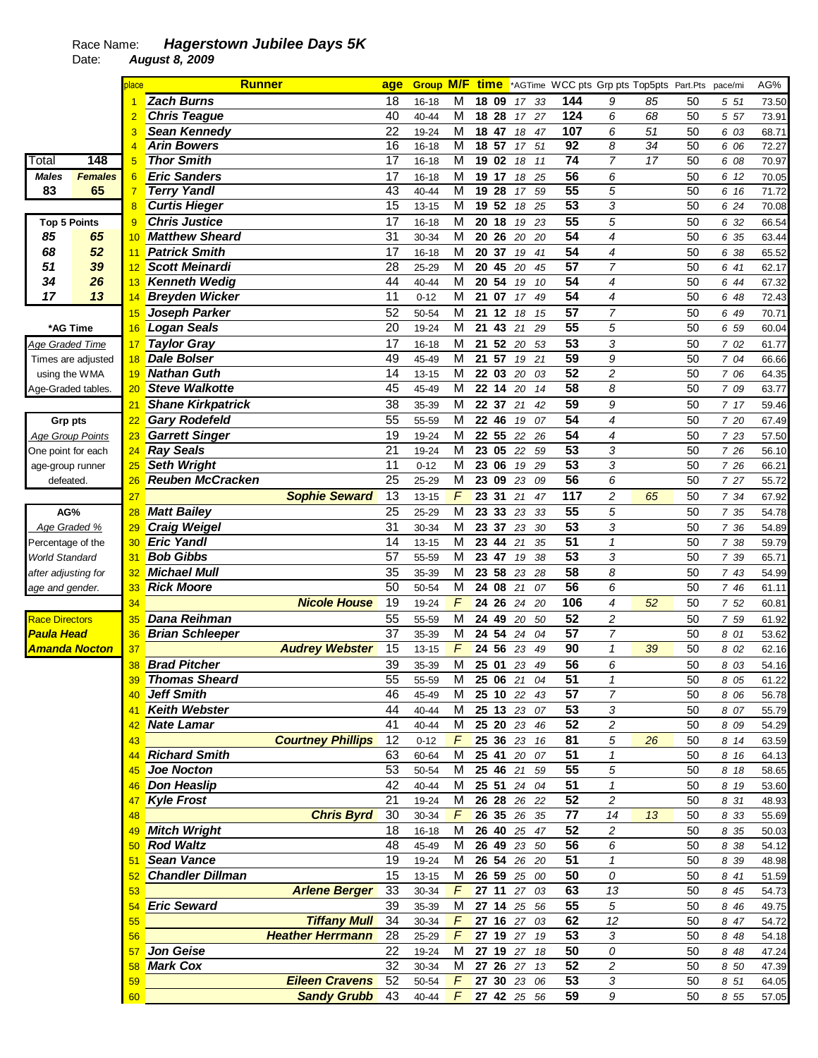Race Name: ***Hagerstown Jubilee Days 5K***

Date: ***August 8, 2009***

| Total | 148 |
|---|---|
| **Males** | **Females** |
| 83 | 65 |

| Top 5 Points | |
|---|---|
| 85 | 65 |
| 68 | 52 |
| 51 | 39 |
| 34 | 26 |
| 17 | 13 |

**\*AG Time**
*Age Graded Time*
Times are adjusted using the WMA Age-Graded tables.

**Grp pts**
*Age Group Points*
One point for each age-group runner defeated.

**AG%**
*Age Graded %*
Percentage of the World Standard after adjusting for age and gender.

Race Directors
***Paula Head***
***Amanda Nocton***

| place | Runner | age | Group | M/F | time | *AGTime | WCC pts | Grp pts | Top5pts | Part.Pts | pace/mi | AG% |
|---|---|---|---|---|---|---|---|---|---|---|---|---|
| 1 | Zach Burns | 18 | 16-18 | M | 18 09 | 17 33 | 144 | 9 | 85 | 50 | 5 51 | 73.50 |
| 2 | Chris Teague | 40 | 40-44 | M | 18 28 | 17 27 | 124 | 6 | 68 | 50 | 5 57 | 73.91 |
| 3 | Sean Kennedy | 22 | 19-24 | M | 18 47 | 18 47 | 107 | 6 | 51 | 50 | 6 03 | 68.71 |
| 4 | Arin Bowers | 16 | 16-18 | M | 18 57 | 17 51 | 92 | 8 | 34 | 50 | 6 06 | 72.27 |
| 5 | Thor Smith | 17 | 16-18 | M | 19 02 | 18 11 | 74 | 7 | 17 | 50 | 6 08 | 70.97 |
| 6 | Eric Sanders | 17 | 16-18 | M | 19 17 | 18 25 | 56 | 6 | | 50 | 6 12 | 70.05 |
| 7 | Terry Yandl | 43 | 40-44 | M | 19 28 | 17 59 | 55 | 5 | | 50 | 6 16 | 71.72 |
| 8 | Curtis Hieger | 15 | 13-15 | M | 19 52 | 18 25 | 53 | 3 | | 50 | 6 24 | 70.08 |
| 9 | Chris Justice | 17 | 16-18 | M | 20 18 | 19 23 | 55 | 5 | | 50 | 6 32 | 66.54 |
| 10 | Matthew Sheard | 31 | 30-34 | M | 20 26 | 20 20 | 54 | 4 | | 50 | 6 35 | 63.44 |
| 11 | Patrick Smith | 17 | 16-18 | M | 20 37 | 19 41 | 54 | 4 | | 50 | 6 38 | 65.52 |
| 12 | Scott Meinardi | 28 | 25-29 | M | 20 45 | 20 45 | 57 | 7 | | 50 | 6 41 | 62.17 |
| 13 | Kenneth Wedig | 44 | 40-44 | M | 20 54 | 19 10 | 54 | 4 | | 50 | 6 44 | 67.32 |
| 14 | Breyden Wicker | 11 | 0-12 | M | 21 07 | 17 49 | 54 | 4 | | 50 | 6 48 | 72.43 |
| 15 | Joseph Parker | 52 | 50-54 | M | 21 12 | 18 15 | 57 | 7 | | 50 | 6 49 | 70.71 |
| 16 | Logan Seals | 20 | 19-24 | M | 21 43 | 21 29 | 55 | 5 | | 50 | 6 59 | 60.04 |
| 17 | Taylor Gray | 17 | 16-18 | M | 21 52 | 20 53 | 53 | 3 | | 50 | 7 02 | 61.77 |
| 18 | Dale Bolser | 49 | 45-49 | M | 21 57 | 19 21 | 59 | 9 | | 50 | 7 04 | 66.66 |
| 19 | Nathan Guth | 14 | 13-15 | M | 22 03 | 20 03 | 52 | 2 | | 50 | 7 06 | 64.35 |
| 20 | Steve Walkotte | 45 | 45-49 | M | 22 14 | 20 14 | 58 | 8 | | 50 | 7 09 | 63.77 |
| 21 | Shane Kirkpatrick | 38 | 35-39 | M | 22 37 | 21 42 | 59 | 9 | | 50 | 7 17 | 59.46 |
| 22 | Gary Rodefeld | 55 | 55-59 | M | 22 46 | 19 07 | 54 | 4 | | 50 | 7 20 | 67.49 |
| 23 | Garrett Singer | 19 | 19-24 | M | 22 55 | 22 26 | 54 | 4 | | 50 | 7 23 | 57.50 |
| 24 | Ray Seals | 21 | 19-24 | M | 23 05 | 22 59 | 53 | 3 | | 50 | 7 26 | 56.10 |
| 25 | Seth Wright | 11 | 0-12 | M | 23 06 | 19 29 | 53 | 3 | | 50 | 7 26 | 66.21 |
| 26 | Reuben McCracken | 25 | 25-29 | M | 23 09 | 23 09 | 56 | 6 | | 50 | 7 27 | 55.72 |
| 27 | Sophie Seward | 13 | 13-15 | F | 23 31 | 21 47 | 117 | 2 | 65 | 50 | 7 34 | 67.92 |
| 28 | Matt Bailey | 25 | 25-29 | M | 23 33 | 23 33 | 55 | 5 | | 50 | 7 35 | 54.78 |
| 29 | Craig Weigel | 31 | 30-34 | M | 23 37 | 23 30 | 53 | 3 | | 50 | 7 36 | 54.89 |
| 30 | Eric Yandl | 14 | 13-15 | M | 23 44 | 21 35 | 51 | 1 | | 50 | 7 38 | 59.79 |
| 31 | Bob Gibbs | 57 | 55-59 | M | 23 47 | 19 38 | 53 | 3 | | 50 | 7 39 | 65.71 |
| 32 | Michael Mull | 35 | 35-39 | M | 23 58 | 23 28 | 58 | 8 | | 50 | 7 43 | 54.99 |
| 33 | Rick Moore | 50 | 50-54 | M | 24 08 | 21 07 | 56 | 6 | | 50 | 7 46 | 61.11 |
| 34 | Nicole House | 19 | 19-24 | F | 24 26 | 24 20 | 106 | 4 | 52 | 50 | 7 52 | 60.81 |
| 35 | Dana Reihman | 55 | 55-59 | M | 24 49 | 20 50 | 52 | 2 | | 50 | 7 59 | 61.92 |
| 36 | Brian Schleeper | 37 | 35-39 | M | 24 54 | 24 04 | 57 | 7 | | 50 | 8 01 | 53.62 |
| 37 | Audrey Webster | 15 | 13-15 | F | 24 56 | 23 49 | 90 | 1 | 39 | 50 | 8 02 | 62.16 |
| 38 | Brad Pitcher | 39 | 35-39 | M | 25 01 | 23 49 | 56 | 6 | | 50 | 8 03 | 54.16 |
| 39 | Thomas Sheard | 55 | 55-59 | M | 25 06 | 21 04 | 51 | 1 | | 50 | 8 05 | 61.22 |
| 40 | Jeff Smith | 46 | 45-49 | M | 25 10 | 22 43 | 57 | 7 | | 50 | 8 06 | 56.78 |
| 41 | Keith Webster | 44 | 40-44 | M | 25 13 | 23 07 | 53 | 3 | | 50 | 8 07 | 55.79 |
| 42 | Nate Lamar | 41 | 40-44 | M | 25 20 | 23 46 | 52 | 2 | | 50 | 8 09 | 54.29 |
| 43 | Courtney Phillips | 12 | 0-12 | F | 25 36 | 23 16 | 81 | 5 | 26 | 50 | 8 14 | 63.59 |
| 44 | Richard Smith | 63 | 60-64 | M | 25 41 | 20 07 | 51 | 1 | | 50 | 8 16 | 64.13 |
| 45 | Joe Nocton | 53 | 50-54 | M | 25 46 | 21 59 | 55 | 5 | | 50 | 8 18 | 58.65 |
| 46 | Don Heaslip | 42 | 40-44 | M | 25 51 | 24 04 | 51 | 1 | | 50 | 8 19 | 53.60 |
| 47 | Kyle Frost | 21 | 19-24 | M | 26 28 | 26 22 | 52 | 2 | | 50 | 8 31 | 48.93 |
| 48 | Chris Byrd | 30 | 30-34 | F | 26 35 | 26 35 | 77 | 14 | 13 | 50 | 8 33 | 55.69 |
| 49 | Mitch Wright | 18 | 16-18 | M | 26 40 | 25 47 | 52 | 2 | | 50 | 8 35 | 50.03 |
| 50 | Rod Waltz | 48 | 45-49 | M | 26 49 | 23 50 | 56 | 6 | | 50 | 8 38 | 54.12 |
| 51 | Sean Vance | 19 | 19-24 | M | 26 54 | 26 20 | 51 | 1 | | 50 | 8 39 | 48.98 |
| 52 | Chandler Dillman | 15 | 13-15 | M | 26 59 | 25 00 | 50 | 0 | | 50 | 8 41 | 51.59 |
| 53 | Arlene Berger | 33 | 30-34 | F | 27 11 | 27 03 | 63 | 13 | | 50 | 8 45 | 54.73 |
| 54 | Eric Seward | 39 | 35-39 | M | 27 14 | 25 56 | 55 | 5 | | 50 | 8 46 | 49.75 |
| 55 | Tiffany Mull | 34 | 30-34 | F | 27 16 | 27 03 | 62 | 12 | | 50 | 8 47 | 54.72 |
| 56 | Heather Herrmann | 28 | 25-29 | F | 27 19 | 27 19 | 53 | 3 | | 50 | 8 48 | 54.18 |
| 57 | Jon Geise | 22 | 19-24 | M | 27 19 | 27 18 | 50 | 0 | | 50 | 8 48 | 47.24 |
| 58 | Mark Cox | 32 | 30-34 | M | 27 26 | 27 13 | 52 | 2 | | 50 | 8 50 | 47.39 |
| 59 | Eileen Cravens | 52 | 50-54 | F | 27 30 | 23 06 | 53 | 3 | | 50 | 8 51 | 64.05 |
| 60 | Sandy Grubb | 43 | 40-44 | F | 27 42 | 25 56 | 59 | 9 | | 50 | 8 55 | 57.05 |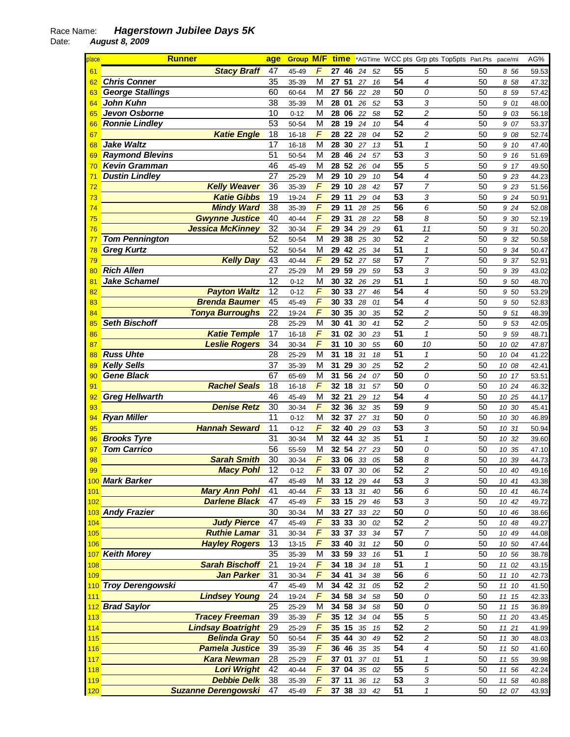Race Name: ***Hagerstown Jubilee Days 5K***
Date: ***August 8, 2009***

| place | Runner | age | Group | M/F | time | *AGTime | WCC pts | Grp pts | Top5pts | Part.Pts | pace/mi | AG% |
|---|---|---|---|---|---|---|---|---|---|---|---|---|
| 61 | Stacy Braff | 47 | 45-49 | F | 27 46 | 24 52 | 55 | 5 | | 50 | 8 56 | 59.53 |
| 62 | Chris Conner | 35 | 35-39 | M | 27 51 | 27 16 | 54 | 4 | | 50 | 8 58 | 47.32 |
| 63 | George Stallings | 60 | 60-64 | M | 27 56 | 22 28 | 50 | 0 | | 50 | 8 59 | 57.42 |
| 64 | John Kuhn | 38 | 35-39 | M | 28 01 | 26 52 | 53 | 3 | | 50 | 9 01 | 48.00 |
| 65 | Jevon Osborne | 10 | 0-12 | M | 28 06 | 22 58 | 52 | 2 | | 50 | 9 03 | 56.18 |
| 66 | Ronnie Lindley | 53 | 50-54 | M | 28 19 | 24 10 | 54 | 4 | | 50 | 9 07 | 53.37 |
| 67 | Katie Engle | 18 | 16-18 | F | 28 22 | 28 04 | 52 | 2 | | 50 | 9 08 | 52.74 |
| 68 | Jake Waltz | 17 | 16-18 | M | 28 30 | 27 13 | 51 | 1 | | 50 | 9 10 | 47.40 |
| 69 | Raymond Blevins | 51 | 50-54 | M | 28 46 | 24 57 | 53 | 3 | | 50 | 9 16 | 51.69 |
| 70 | Kevin Gramman | 46 | 45-49 | M | 28 52 | 26 04 | 55 | 5 | | 50 | 9 17 | 49.50 |
| 71 | Dustin Lindley | 27 | 25-29 | M | 29 10 | 29 10 | 54 | 4 | | 50 | 9 23 | 44.23 |
| 72 | Kelly Weaver | 36 | 35-39 | F | 29 10 | 28 42 | 57 | 7 | | 50 | 9 23 | 51.56 |
| 73 | Katie Gibbs | 19 | 19-24 | F | 29 11 | 29 04 | 53 | 3 | | 50 | 9 24 | 50.91 |
| 74 | Mindy Ward | 38 | 35-39 | F | 29 11 | 28 25 | 56 | 6 | | 50 | 9 24 | 52.08 |
| 75 | Gwynne Justice | 40 | 40-44 | F | 29 31 | 28 22 | 58 | 8 | | 50 | 9 30 | 52.19 |
| 76 | Jessica McKinney | 32 | 30-34 | F | 29 34 | 29 29 | 61 | 11 | | 50 | 9 31 | 50.20 |
| 77 | Tom Pennington | 52 | 50-54 | M | 29 38 | 25 30 | 52 | 2 | | 50 | 9 32 | 50.58 |
| 78 | Greg Kurtz | 52 | 50-54 | M | 29 42 | 25 34 | 51 | 1 | | 50 | 9 34 | 50.47 |
| 79 | Kelly Day | 43 | 40-44 | F | 29 52 | 27 58 | 57 | 7 | | 50 | 9 37 | 52.91 |
| 80 | Rich Allen | 27 | 25-29 | M | 29 59 | 29 59 | 53 | 3 | | 50 | 9 39 | 43.02 |
| 81 | Jake Schamel | 12 | 0-12 | M | 30 32 | 26 29 | 51 | 1 | | 50 | 9 50 | 48.70 |
| 82 | Payton Waltz | 12 | 0-12 | F | 30 33 | 27 46 | 54 | 4 | | 50 | 9 50 | 53.29 |
| 83 | Brenda Baumer | 45 | 45-49 | F | 30 33 | 28 01 | 54 | 4 | | 50 | 9 50 | 52.83 |
| 84 | Tonya Burroughs | 22 | 19-24 | F | 30 35 | 30 35 | 52 | 2 | | 50 | 9 51 | 48.39 |
| 85 | Seth Bischoff | 28 | 25-29 | M | 30 41 | 30 41 | 52 | 2 | | 50 | 9 53 | 42.05 |
| 86 | Katie Temple | 17 | 16-18 | F | 31 02 | 30 23 | 51 | 1 | | 50 | 9 59 | 48.71 |
| 87 | Leslie Rogers | 34 | 30-34 | F | 31 10 | 30 55 | 60 | 10 | | 50 | 10 02 | 47.87 |
| 88 | Russ Uhte | 28 | 25-29 | M | 31 18 | 31 18 | 51 | 1 | | 50 | 10 04 | 41.22 |
| 89 | Kelly Sells | 37 | 35-39 | M | 31 29 | 30 25 | 52 | 2 | | 50 | 10 08 | 42.41 |
| 90 | Gene Black | 67 | 65-69 | M | 31 56 | 24 07 | 50 | 0 | | 50 | 10 17 | 53.51 |
| 91 | Rachel Seals | 18 | 16-18 | F | 32 18 | 31 57 | 50 | 0 | | 50 | 10 24 | 46.32 |
| 92 | Greg Hellwarth | 46 | 45-49 | M | 32 21 | 29 12 | 54 | 4 | | 50 | 10 25 | 44.17 |
| 93 | Denise Retz | 30 | 30-34 | F | 32 36 | 32 35 | 59 | 9 | | 50 | 10 30 | 45.41 |
| 94 | Ryan Miller | 11 | 0-12 | M | 32 37 | 27 31 | 50 | 0 | | 50 | 10 30 | 46.89 |
| 95 | Hannah Seward | 11 | 0-12 | F | 32 40 | 29 03 | 53 | 3 | | 50 | 10 31 | 50.94 |
| 96 | Brooks Tyre | 31 | 30-34 | M | 32 44 | 32 35 | 51 | 1 | | 50 | 10 32 | 39.60 |
| 97 | Tom Carrico | 56 | 55-59 | M | 32 54 | 27 23 | 50 | 0 | | 50 | 10 35 | 47.10 |
| 98 | Sarah Smith | 30 | 30-34 | F | 33 06 | 33 05 | 58 | 8 | | 50 | 10 39 | 44.73 |
| 99 | Macy Pohl | 12 | 0-12 | F | 33 07 | 30 06 | 52 | 2 | | 50 | 10 40 | 49.16 |
| 100 | Mark Barker | 47 | 45-49 | M | 33 12 | 29 44 | 53 | 3 | | 50 | 10 41 | 43.38 |
| 101 | Mary Ann Pohl | 41 | 40-44 | F | 33 13 | 31 40 | 56 | 6 | | 50 | 10 41 | 46.74 |
| 102 | Darlene Black | 47 | 45-49 | F | 33 15 | 29 46 | 53 | 3 | | 50 | 10 42 | 49.72 |
| 103 | Andy Frazier | 30 | 30-34 | M | 33 27 | 33 22 | 50 | 0 | | 50 | 10 46 | 38.66 |
| 104 | Judy Pierce | 47 | 45-49 | F | 33 33 | 30 02 | 52 | 2 | | 50 | 10 48 | 49.27 |
| 105 | Ruthie Lamar | 31 | 30-34 | F | 33 37 | 33 34 | 57 | 7 | | 50 | 10 49 | 44.08 |
| 106 | Hayley Rogers | 13 | 13-15 | F | 33 40 | 31 12 | 50 | 0 | | 50 | 10 50 | 47.44 |
| 107 | Keith Morey | 35 | 35-39 | M | 33 59 | 33 16 | 51 | 1 | | 50 | 10 56 | 38.78 |
| 108 | Sarah Bischoff | 21 | 19-24 | F | 34 18 | 34 18 | 51 | 1 | | 50 | 11 02 | 43.15 |
| 109 | Jan Parker | 31 | 30-34 | F | 34 41 | 34 38 | 56 | 6 | | 50 | 11 10 | 42.73 |
| 110 | Troy Derengowski | 47 | 45-49 | M | 34 42 | 31 05 | 52 | 2 | | 50 | 11 10 | 41.50 |
| 111 | Lindsey Young | 24 | 19-24 | F | 34 58 | 34 58 | 50 | 0 | | 50 | 11 15 | 42.33 |
| 112 | Brad Saylor | 25 | 25-29 | M | 34 58 | 34 58 | 50 | 0 | | 50 | 11 15 | 36.89 |
| 113 | Tracey Freeman | 39 | 35-39 | F | 35 12 | 34 04 | 55 | 5 | | 50 | 11 20 | 43.45 |
| 114 | Lindsay Boatright | 29 | 25-29 | F | 35 15 | 35 15 | 52 | 2 | | 50 | 11 21 | 41.99 |
| 115 | Belinda Gray | 50 | 50-54 | F | 35 44 | 30 49 | 52 | 2 | | 50 | 11 30 | 48.03 |
| 116 | Pamela Justice | 39 | 35-39 | F | 36 46 | 35 35 | 54 | 4 | | 50 | 11 50 | 41.60 |
| 117 | Kara Newman | 28 | 25-29 | F | 37 01 | 37 01 | 51 | 1 | | 50 | 11 55 | 39.98 |
| 118 | Lori Wright | 42 | 40-44 | F | 37 04 | 35 02 | 55 | 5 | | 50 | 11 56 | 42.24 |
| 119 | Debbie Delk | 38 | 35-39 | F | 37 11 | 36 12 | 53 | 3 | | 50 | 11 58 | 40.88 |
| 120 | Suzanne Derengowski | 47 | 45-49 | F | 37 38 | 33 42 | 51 | 1 | | 50 | 12 07 | 43.93 |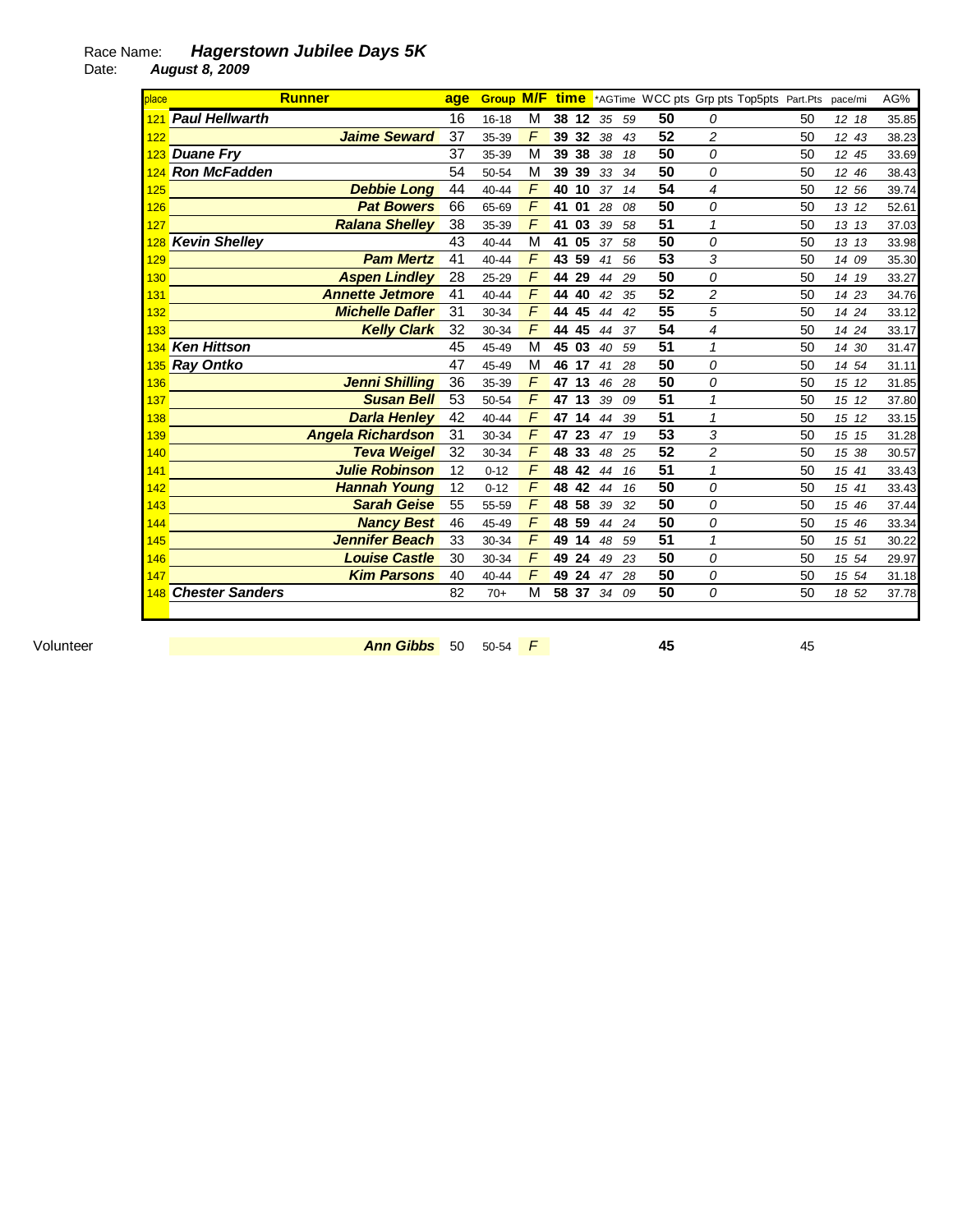Race Name: ***Hagerstown Jubilee Days 5K***

Date: ***August 8, 2009***

| place | Runner | age | Group | M/F | time | *AGTime | WCC pts | Grp pts | Top5pts | Part.Pts | pace/mi | AG% |
|---|---|---|---|---|---|---|---|---|---|---|---|---|
| 121 | **Paul Hellwarth** | 16 | 16-18 | M | 38 12 | 35 59 | 50 | 0 | | 50 | 12 18 | 35.85 |
| 122 | **Jaime Seward** | 37 | 35-39 | F | 39 32 | 38 43 | 52 | 2 | | 50 | 12 43 | 38.23 |
| 123 | **Duane Fry** | 37 | 35-39 | M | 39 38 | 38 18 | 50 | 0 | | 50 | 12 45 | 33.69 |
| 124 | **Ron McFadden** | 54 | 50-54 | M | 39 39 | 33 34 | 50 | 0 | | 50 | 12 46 | 38.43 |
| 125 | **Debbie Long** | 44 | 40-44 | F | 40 10 | 37 14 | 54 | 4 | | 50 | 12 56 | 39.74 |
| 126 | **Pat Bowers** | 66 | 65-69 | F | 41 01 | 28 08 | 50 | 0 | | 50 | 13 12 | 52.61 |
| 127 | **Ralana Shelley** | 38 | 35-39 | F | 41 03 | 39 58 | 51 | 1 | | 50 | 13 13 | 37.03 |
| 128 | **Kevin Shelley** | 43 | 40-44 | M | 41 05 | 37 58 | 50 | 0 | | 50 | 13 13 | 33.98 |
| 129 | **Pam Mertz** | 41 | 40-44 | F | 43 59 | 41 56 | 53 | 3 | | 50 | 14 09 | 35.30 |
| 130 | **Aspen Lindley** | 28 | 25-29 | F | 44 29 | 44 29 | 50 | 0 | | 50 | 14 19 | 33.27 |
| 131 | **Annette Jetmore** | 41 | 40-44 | F | 44 40 | 42 35 | 52 | 2 | | 50 | 14 23 | 34.76 |
| 132 | **Michelle Dafler** | 31 | 30-34 | F | 44 45 | 44 42 | 55 | 5 | | 50 | 14 24 | 33.12 |
| 133 | **Kelly Clark** | 32 | 30-34 | F | 44 45 | 44 37 | 54 | 4 | | 50 | 14 24 | 33.17 |
| 134 | **Ken Hittson** | 45 | 45-49 | M | 45 03 | 40 59 | 51 | 1 | | 50 | 14 30 | 31.47 |
| 135 | **Ray Ontko** | 47 | 45-49 | M | 46 17 | 41 28 | 50 | 0 | | 50 | 14 54 | 31.11 |
| 136 | **Jenni Shilling** | 36 | 35-39 | F | 47 13 | 46 28 | 50 | 0 | | 50 | 15 12 | 31.85 |
| 137 | **Susan Bell** | 53 | 50-54 | F | 47 13 | 39 09 | 51 | 1 | | 50 | 15 12 | 37.80 |
| 138 | **Darla Henley** | 42 | 40-44 | F | 47 14 | 44 39 | 51 | 1 | | 50 | 15 12 | 33.15 |
| 139 | **Angela Richardson** | 31 | 30-34 | F | 47 23 | 47 19 | 53 | 3 | | 50 | 15 15 | 31.28 |
| 140 | **Teva Weigel** | 32 | 30-34 | F | 48 33 | 48 25 | 52 | 2 | | 50 | 15 38 | 30.57 |
| 141 | **Julie Robinson** | 12 | 0-12 | F | 48 42 | 44 16 | 51 | 1 | | 50 | 15 41 | 33.43 |
| 142 | **Hannah Young** | 12 | 0-12 | F | 48 42 | 44 16 | 50 | 0 | | 50 | 15 41 | 33.43 |
| 143 | **Sarah Geise** | 55 | 55-59 | F | 48 58 | 39 32 | 50 | 0 | | 50 | 15 46 | 37.44 |
| 144 | **Nancy Best** | 46 | 45-49 | F | 48 59 | 44 24 | 50 | 0 | | 50 | 15 46 | 33.34 |
| 145 | **Jennifer Beach** | 33 | 30-34 | F | 49 14 | 48 59 | 51 | 1 | | 50 | 15 51 | 30.22 |
| 146 | **Louise Castle** | 30 | 30-34 | F | 49 24 | 49 23 | 50 | 0 | | 50 | 15 54 | 29.97 |
| 147 | **Kim Parsons** | 40 | 40-44 | F | 49 24 | 47 28 | 50 | 0 | | 50 | 15 54 | 31.18 |
| 148 | **Chester Sanders** | 82 | 70+ | M | 58 37 | 34 09 | 50 | 0 | | 50 | 18 52 | 37.78 |

| | | | | | | | | | | | | |
|---|---|---|---|---|---|---|---|---|---|---|---|---|
| Volunteer | **Ann Gibbs** | 50 | 50-54 | F | | | 45 | | | 45 | | |